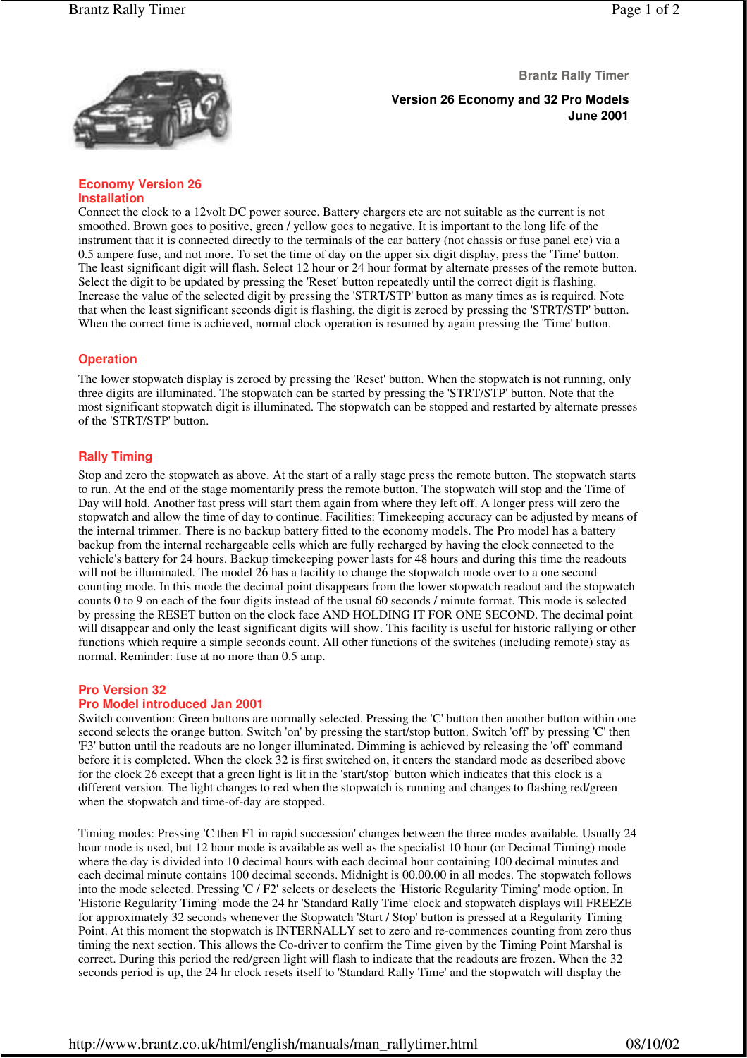# Brantz Rally Timer

**Version 26 Economy and 32 Pro Models**
**June 2001**

## Economy Version 26

### Installation

Connect the clock to a 12volt DC power source. Battery chargers etc are not suitable as the current is not smoothed. Brown goes to positive, green / yellow goes to negative. It is important to the long life of the instrument that it is connected directly to the terminals of the car battery (not chassis or fuse panel etc) via a 0.5 ampere fuse, and not more. To set the time of day on the upper six digit display, press the 'Time' button. The least significant digit will flash. Select 12 hour or 24 hour format by alternate presses of the remote button. Select the digit to be updated by pressing the 'Reset' button repeatedly until the correct digit is flashing. Increase the value of the selected digit by pressing the 'STRT/STP' button as many times as is required. Note that when the least significant seconds digit is flashing, the digit is zeroed by pressing the 'STRT/STP' button. When the correct time is achieved, normal clock operation is resumed by again pressing the 'Time' button.

### Operation

The lower stopwatch display is zeroed by pressing the 'Reset' button. When the stopwatch is not running, only three digits are illuminated. The stopwatch can be started by pressing the 'STRT/STP' button. Note that the most significant stopwatch digit is illuminated. The stopwatch can be stopped and restarted by alternate presses of the 'STRT/STP' button.

### Rally Timing

Stop and zero the stopwatch as above. At the start of a rally stage press the remote button. The stopwatch starts to run. At the end of the stage momentarily press the remote button. The stopwatch will stop and the Time of Day will hold. Another fast press will start them again from where they left off. A longer press will zero the stopwatch and allow the time of day to continue. Facilities: Timekeeping accuracy can be adjusted by means of the internal trimmer. There is no backup battery fitted to the economy models. The Pro model has a battery backup from the internal rechargeable cells which are fully recharged by having the clock connected to the vehicle's battery for 24 hours. Backup timekeeping power lasts for 48 hours and during this time the readouts will not be illuminated. The model 26 has a facility to change the stopwatch mode over to a one second counting mode. In this mode the decimal point disappears from the lower stopwatch readout and the stopwatch counts 0 to 9 on each of the four digits instead of the usual 60 seconds / minute format. This mode is selected by pressing the RESET button on the clock face AND HOLDING IT FOR ONE SECOND. The decimal point will disappear and only the least significant digits will show. This facility is useful for historic rallying or other functions which require a simple seconds count. All other functions of the switches (including remote) stay as normal. Reminder: fuse at no more than 0.5 amp.

## Pro Version 32

### Pro Model introduced Jan 2001

Switch convention: Green buttons are normally selected. Pressing the 'C' button then another button within one second selects the orange button. Switch 'on' by pressing the start/stop button. Switch 'off' by pressing 'C' then 'F3' button until the readouts are no longer illuminated. Dimming is achieved by releasing the 'off' command before it is completed. When the clock 32 is first switched on, it enters the standard mode as described above for the clock 26 except that a green light is lit in the 'start/stop' button which indicates that this clock is a different version. The light changes to red when the stopwatch is running and changes to flashing red/green when the stopwatch and time-of-day are stopped.

Timing modes: Pressing 'C then F1 in rapid succession' changes between the three modes available. Usually 24 hour mode is used, but 12 hour mode is available as well as the specialist 10 hour (or Decimal Timing) mode where the day is divided into 10 decimal hours with each decimal hour containing 100 decimal minutes and each decimal minute contains 100 decimal seconds. Midnight is 00.00.00 in all modes. The stopwatch follows into the mode selected. Pressing 'C / F2' selects or deselects the 'Historic Regularity Timing' mode option. In 'Historic Regularity Timing' mode the 24 hr 'Standard Rally Time' clock and stopwatch displays will FREEZE for approximately 32 seconds whenever the Stopwatch 'Start / Stop' button is pressed at a Regularity Timing Point. At this moment the stopwatch is INTERNALLY set to zero and re-commences counting from zero thus timing the next section. This allows the Co-driver to confirm the Time given by the Timing Point Marshal is correct. During this period the red/green light will flash to indicate that the readouts are frozen. When the 32 seconds period is up, the 24 hr clock resets itself to 'Standard Rally Time' and the stopwatch will display the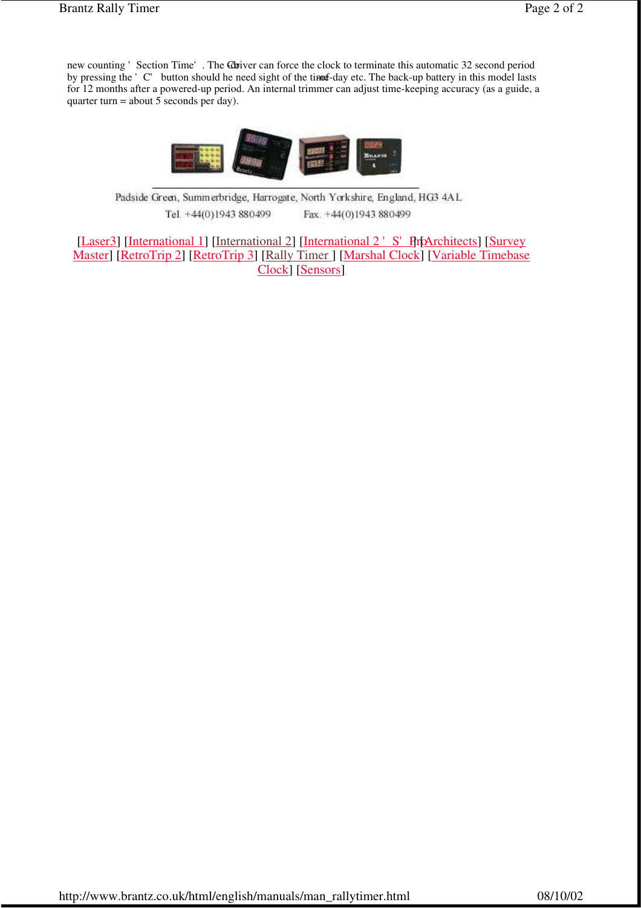new counting 'Section Time'. The driver can force the clock to terminate this automatic 32 second period by pressing the 'C' button should he need sight of the time-of-day etc. The back-up battery in this model lasts for 12 months after a powered-up period. An internal trimmer can adjust time-keeping accuracy (as a guide, a quarter turn = about 5 seconds per day).

Padside Green, Summerbridge, Harrogate, North Yorkshire, England, HG3 4AL

Tel. +44(0)1943 880499 Fax. +44(0)1943 880499

[Laser3] [International 1] [International 2] [International 2 'S' Pro] [Architects] [Survey Master] [RetroTrip 2] [RetroTrip 3] [Rally Timer ] [Marshal Clock] [Variable Timebase Clock] [Sensors]